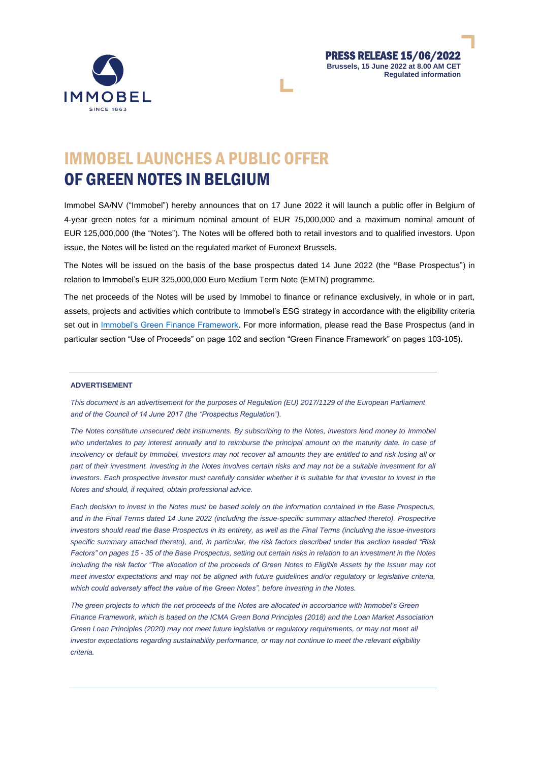**PRESS RELEASE 15/06/2022**
**Brussels, 15 June 2022 at 8.00 AM CET**
**Regulated information**

# IMMOBEL LAUNCHES A PUBLIC OFFER OF GREEN NOTES IN BELGIUM

Immobel SA/NV ("Immobel") hereby announces that on 17 June 2022 it will launch a public offer in Belgium of 4-year green notes for a minimum nominal amount of EUR 75,000,000 and a maximum nominal amount of EUR 125,000,000 (the "Notes"). The Notes will be offered both to retail investors and to qualified investors. Upon issue, the Notes will be listed on the regulated market of Euronext Brussels.

The Notes will be issued on the basis of the base prospectus dated 14 June 2022 (the "Base Prospectus") in relation to Immobel's EUR 325,000,000 Euro Medium Term Note (EMTN) programme.

The net proceeds of the Notes will be used by Immobel to finance or refinance exclusively, in whole or in part, assets, projects and activities which contribute to Immobel's ESG strategy in accordance with the eligibility criteria set out in Immobel's Green Finance Framework. For more information, please read the Base Prospectus (and in particular section "Use of Proceeds" on page 102 and section "Green Finance Framework" on pages 103-105).

---

**ADVERTISEMENT**

*This document is an advertisement for the purposes of Regulation (EU) 2017/1129 of the European Parliament and of the Council of 14 June 2017 (the "Prospectus Regulation").*

*The Notes constitute unsecured debt instruments. By subscribing to the Notes, investors lend money to Immobel who undertakes to pay interest annually and to reimburse the principal amount on the maturity date. In case of insolvency or default by Immobel, investors may not recover all amounts they are entitled to and risk losing all or part of their investment. Investing in the Notes involves certain risks and may not be a suitable investment for all investors. Each prospective investor must carefully consider whether it is suitable for that investor to invest in the Notes and should, if required, obtain professional advice.*

*Each decision to invest in the Notes must be based solely on the information contained in the Base Prospectus, and in the Final Terms dated 14 June 2022 (including the issue-specific summary attached thereto). Prospective investors should read the Base Prospectus in its entirety, as well as the Final Terms (including the issue-investors specific summary attached thereto), and, in particular, the risk factors described under the section headed "Risk Factors" on pages 15 - 35 of the Base Prospectus, setting out certain risks in relation to an investment in the Notes including the risk factor "The allocation of the proceeds of Green Notes to Eligible Assets by the Issuer may not meet investor expectations and may not be aligned with future guidelines and/or regulatory or legislative criteria, which could adversely affect the value of the Green Notes", before investing in the Notes.*

*The green projects to which the net proceeds of the Notes are allocated in accordance with Immobel's Green Finance Framework, which is based on the ICMA Green Bond Principles (2018) and the Loan Market Association Green Loan Principles (2020) may not meet future legislative or regulatory requirements, or may not meet all investor expectations regarding sustainability performance, or may not continue to meet the relevant eligibility criteria.*

---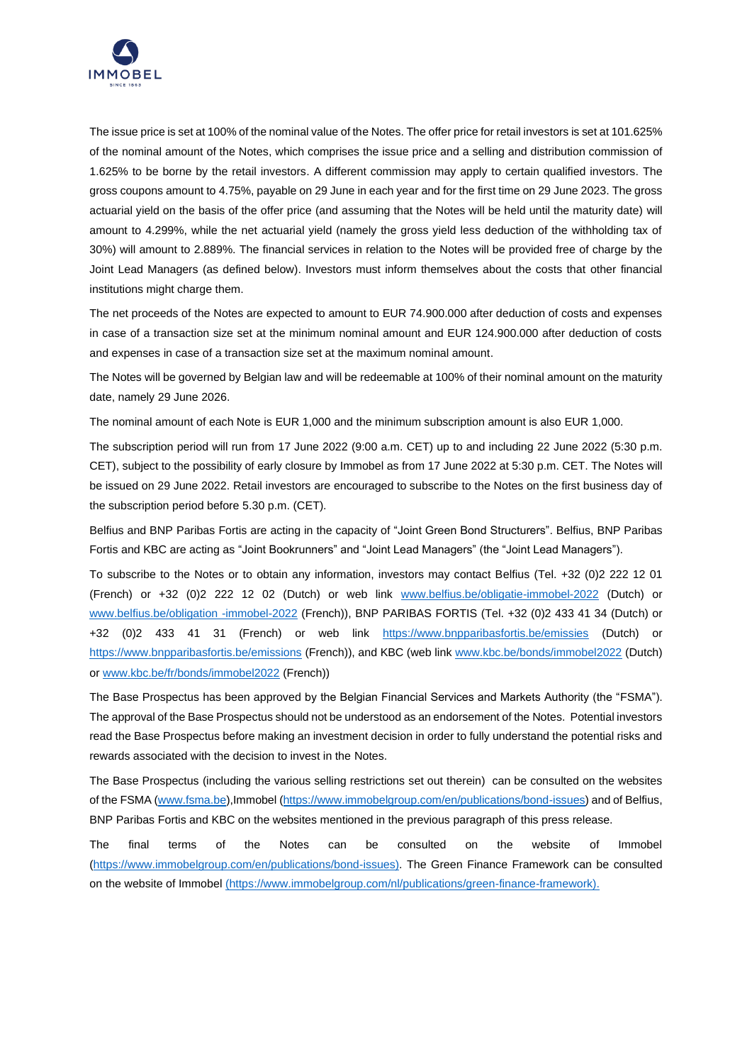The issue price is set at 100% of the nominal value of the Notes. The offer price for retail investors is set at 101.625% of the nominal amount of the Notes, which comprises the issue price and a selling and distribution commission of 1.625% to be borne by the retail investors. A different commission may apply to certain qualified investors. The gross coupons amount to 4.75%, payable on 29 June in each year and for the first time on 29 June 2023. The gross actuarial yield on the basis of the offer price (and assuming that the Notes will be held until the maturity date) will amount to 4.299%, while the net actuarial yield (namely the gross yield less deduction of the withholding tax of 30%) will amount to 2.889%. The financial services in relation to the Notes will be provided free of charge by the Joint Lead Managers (as defined below). Investors must inform themselves about the costs that other financial institutions might charge them.

The net proceeds of the Notes are expected to amount to EUR 74.900.000 after deduction of costs and expenses in case of a transaction size set at the minimum nominal amount and EUR 124.900.000 after deduction of costs and expenses in case of a transaction size set at the maximum nominal amount.

The Notes will be governed by Belgian law and will be redeemable at 100% of their nominal amount on the maturity date, namely 29 June 2026.

The nominal amount of each Note is EUR 1,000 and the minimum subscription amount is also EUR 1,000.

The subscription period will run from 17 June 2022 (9:00 a.m. CET) up to and including 22 June 2022 (5:30 p.m. CET), subject to the possibility of early closure by Immobel as from 17 June 2022 at 5:30 p.m. CET. The Notes will be issued on 29 June 2022. Retail investors are encouraged to subscribe to the Notes on the first business day of the subscription period before 5.30 p.m. (CET).

Belfius and BNP Paribas Fortis are acting in the capacity of "Joint Green Bond Structurers". Belfius, BNP Paribas Fortis and KBC are acting as "Joint Bookrunners" and "Joint Lead Managers" (the "Joint Lead Managers").

To subscribe to the Notes or to obtain any information, investors may contact Belfius (Tel. +32 (0)2 222 12 01 (French) or +32 (0)2 222 12 02 (Dutch) or web link www.belfius.be/obligatie-immobel-2022 (Dutch) or www.belfius.be/obligation -immobel-2022 (French)), BNP PARIBAS FORTIS (Tel. +32 (0)2 433 41 34 (Dutch) or +32 (0)2 433 41 31 (French) or web link https://www.bnpparibasfortis.be/emissies (Dutch) or https://www.bnpparibasfortis.be/emissions (French)), and KBC (web link www.kbc.be/bonds/immobel2022 (Dutch) or www.kbc.be/fr/bonds/immobel2022 (French))

The Base Prospectus has been approved by the Belgian Financial Services and Markets Authority (the "FSMA"). The approval of the Base Prospectus should not be understood as an endorsement of the Notes. Potential investors read the Base Prospectus before making an investment decision in order to fully understand the potential risks and rewards associated with the decision to invest in the Notes.

The Base Prospectus (including the various selling restrictions set out therein) can be consulted on the websites of the FSMA (www.fsma.be),Immobel (https://www.immobelgroup.com/en/publications/bond-issues) and of Belfius, BNP Paribas Fortis and KBC on the websites mentioned in the previous paragraph of this press release.

The final terms of the Notes can be consulted on the website of Immobel (https://www.immobelgroup.com/en/publications/bond-issues). The Green Finance Framework can be consulted on the website of Immobel (https://www.immobelgroup.com/nl/publications/green-finance-framework).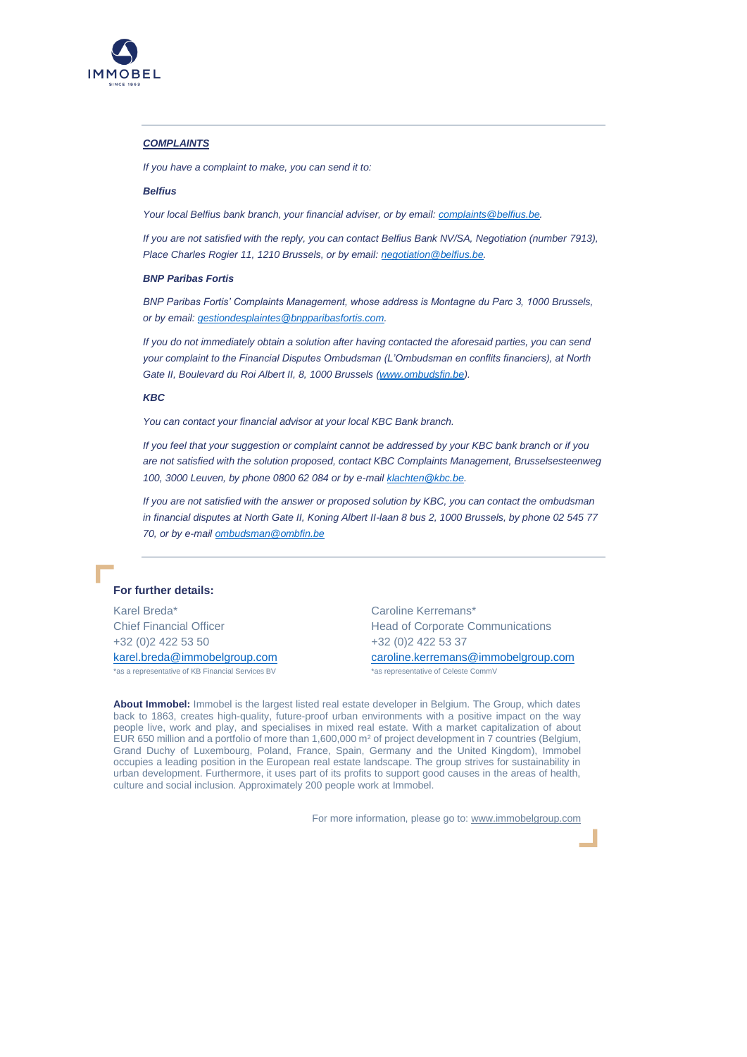***COMPLAINTS***

*If you have a complaint to make, you can send it to:*

***Belfius***

*Your local Belfius bank branch, your financial adviser, or by email: complaints@belfius.be.*

*If you are not satisfied with the reply, you can contact Belfius Bank NV/SA, Negotiation (number 7913), Place Charles Rogier 11, 1210 Brussels, or by email: negotiation@belfius.be.*

***BNP Paribas Fortis***

*BNP Paribas Fortis' Complaints Management, whose address is Montagne du Parc 3, 1000 Brussels, or by email: gestiondesplaintes@bnpparibasfortis.com.*

*If you do not immediately obtain a solution after having contacted the aforesaid parties, you can send your complaint to the Financial Disputes Ombudsman (L'Ombudsman en conflits financiers), at North Gate II, Boulevard du Roi Albert II, 8, 1000 Brussels (www.ombudsfin.be).*

***KBC***

*You can contact your financial advisor at your local KBC Bank branch.*

*If you feel that your suggestion or complaint cannot be addressed by your KBC bank branch or if you are not satisfied with the solution proposed, contact KBC Complaints Management, Brusselsesteenweg 100, 3000 Leuven, by phone 0800 62 084 or by e-mail klachten@kbc.be.*

*If you are not satisfied with the answer or proposed solution by KBC, you can contact the ombudsman in financial disputes at North Gate II, Koning Albert II-laan 8 bus 2, 1000 Brussels, by phone 02 545 77 70, or by e-mail ombudsman@ombfin.be*

**For further details:**

Karel Breda*
Chief Financial Officer
+32 (0)2 422 53 50
karel.breda@immobelgroup.com
*as a representative of KB Financial Services BV

Caroline Kerremans*
Head of Corporate Communications
+32 (0)2 422 53 37
caroline.kerremans@immobelgroup.com
*as representative of Celeste CommV

**About Immobel:** Immobel is the largest listed real estate developer in Belgium. The Group, which dates back to 1863, creates high-quality, future-proof urban environments with a positive impact on the way people live, work and play, and specialises in mixed real estate. With a market capitalization of about EUR 650 million and a portfolio of more than 1,600,000 m² of project development in 7 countries (Belgium, Grand Duchy of Luxembourg, Poland, France, Spain, Germany and the United Kingdom), Immobel occupies a leading position in the European real estate landscape. The group strives for sustainability in urban development. Furthermore, it uses part of its profits to support good causes in the areas of health, culture and social inclusion. Approximately 200 people work at Immobel.

For more information, please go to: www.immobelgroup.com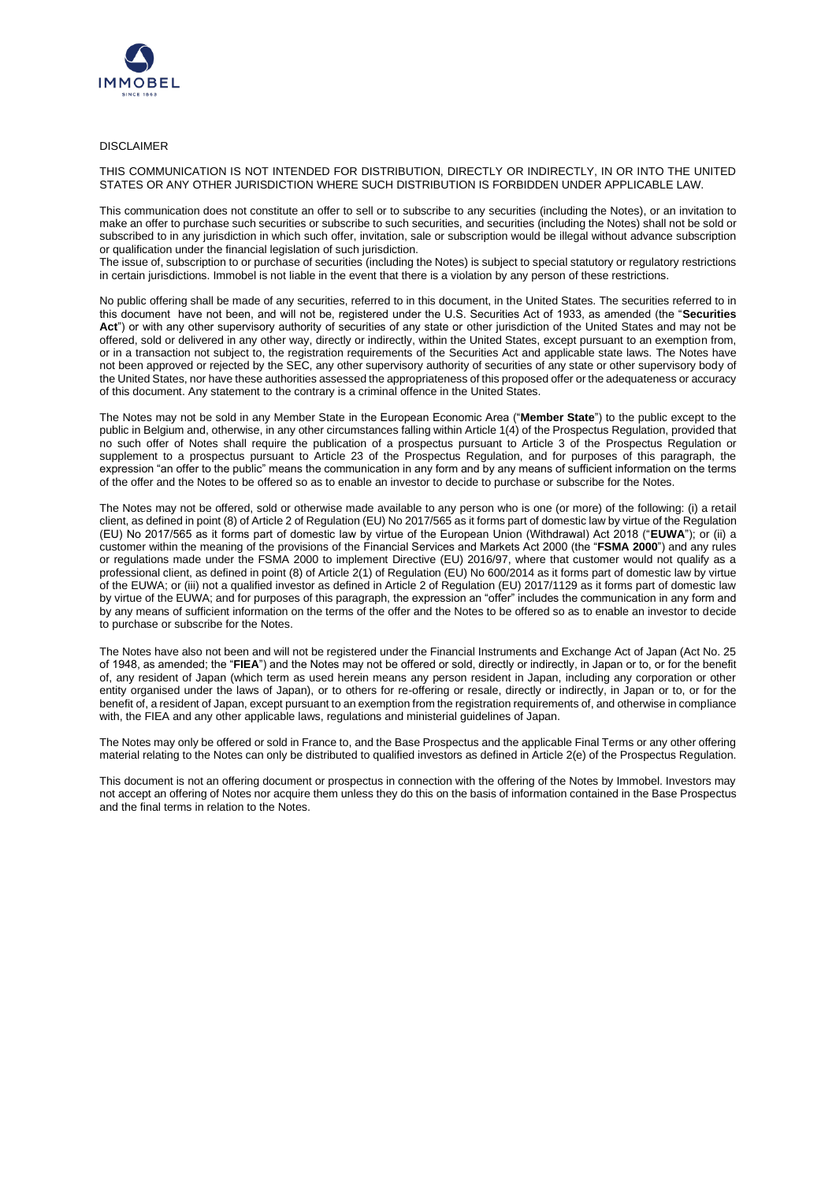DISCLAIMER

THIS COMMUNICATION IS NOT INTENDED FOR DISTRIBUTION, DIRECTLY OR INDIRECTLY, IN OR INTO THE UNITED STATES OR ANY OTHER JURISDICTION WHERE SUCH DISTRIBUTION IS FORBIDDEN UNDER APPLICABLE LAW.

This communication does not constitute an offer to sell or to subscribe to any securities (including the Notes), or an invitation to make an offer to purchase such securities or subscribe to such securities, and securities (including the Notes) shall not be sold or subscribed to in any jurisdiction in which such offer, invitation, sale or subscription would be illegal without advance subscription or qualification under the financial legislation of such jurisdiction.
The issue of, subscription to or purchase of securities (including the Notes) is subject to special statutory or regulatory restrictions in certain jurisdictions. Immobel is not liable in the event that there is a violation by any person of these restrictions.

No public offering shall be made of any securities, referred to in this document, in the United States. The securities referred to in this document have not been, and will not be, registered under the U.S. Securities Act of 1933, as amended (the "**Securities Act**") or with any other supervisory authority of securities of any state or other jurisdiction of the United States and may not be offered, sold or delivered in any other way, directly or indirectly, within the United States, except pursuant to an exemption from, or in a transaction not subject to, the registration requirements of the Securities Act and applicable state laws. The Notes have not been approved or rejected by the SEC, any other supervisory authority of securities of any state or other supervisory body of the United States, nor have these authorities assessed the appropriateness of this proposed offer or the adequateness or accuracy of this document. Any statement to the contrary is a criminal offence in the United States.

The Notes may not be sold in any Member State in the European Economic Area ("**Member State**") to the public except to the public in Belgium and, otherwise, in any other circumstances falling within Article 1(4) of the Prospectus Regulation, provided that no such offer of Notes shall require the publication of a prospectus pursuant to Article 3 of the Prospectus Regulation or supplement to a prospectus pursuant to Article 23 of the Prospectus Regulation, and for purposes of this paragraph, the expression "an offer to the public" means the communication in any form and by any means of sufficient information on the terms of the offer and the Notes to be offered so as to enable an investor to decide to purchase or subscribe for the Notes.

The Notes may not be offered, sold or otherwise made available to any person who is one (or more) of the following: (i) a retail client, as defined in point (8) of Article 2 of Regulation (EU) No 2017/565 as it forms part of domestic law by virtue of the Regulation (EU) No 2017/565 as it forms part of domestic law by virtue of the European Union (Withdrawal) Act 2018 ("**EUWA**"); or (ii) a customer within the meaning of the provisions of the Financial Services and Markets Act 2000 (the "**FSMA 2000**") and any rules or regulations made under the FSMA 2000 to implement Directive (EU) 2016/97, where that customer would not qualify as a professional client, as defined in point (8) of Article 2(1) of Regulation (EU) No 600/2014 as it forms part of domestic law by virtue of the EUWA; or (iii) not a qualified investor as defined in Article 2 of Regulation (EU) 2017/1129 as it forms part of domestic law by virtue of the EUWA; and for purposes of this paragraph, the expression an "offer" includes the communication in any form and by any means of sufficient information on the terms of the offer and the Notes to be offered so as to enable an investor to decide to purchase or subscribe for the Notes.

The Notes have also not been and will not be registered under the Financial Instruments and Exchange Act of Japan (Act No. 25 of 1948, as amended; the "**FIEA**") and the Notes may not be offered or sold, directly or indirectly, in Japan or to, or for the benefit of, any resident of Japan (which term as used herein means any person resident in Japan, including any corporation or other entity organised under the laws of Japan), or to others for re-offering or resale, directly or indirectly, in Japan or to, or for the benefit of, a resident of Japan, except pursuant to an exemption from the registration requirements of, and otherwise in compliance with, the FIEA and any other applicable laws, regulations and ministerial guidelines of Japan.

The Notes may only be offered or sold in France to, and the Base Prospectus and the applicable Final Terms or any other offering material relating to the Notes can only be distributed to qualified investors as defined in Article 2(e) of the Prospectus Regulation.

This document is not an offering document or prospectus in connection with the offering of the Notes by Immobel. Investors may not accept an offering of Notes nor acquire them unless they do this on the basis of information contained in the Base Prospectus and the final terms in relation to the Notes.